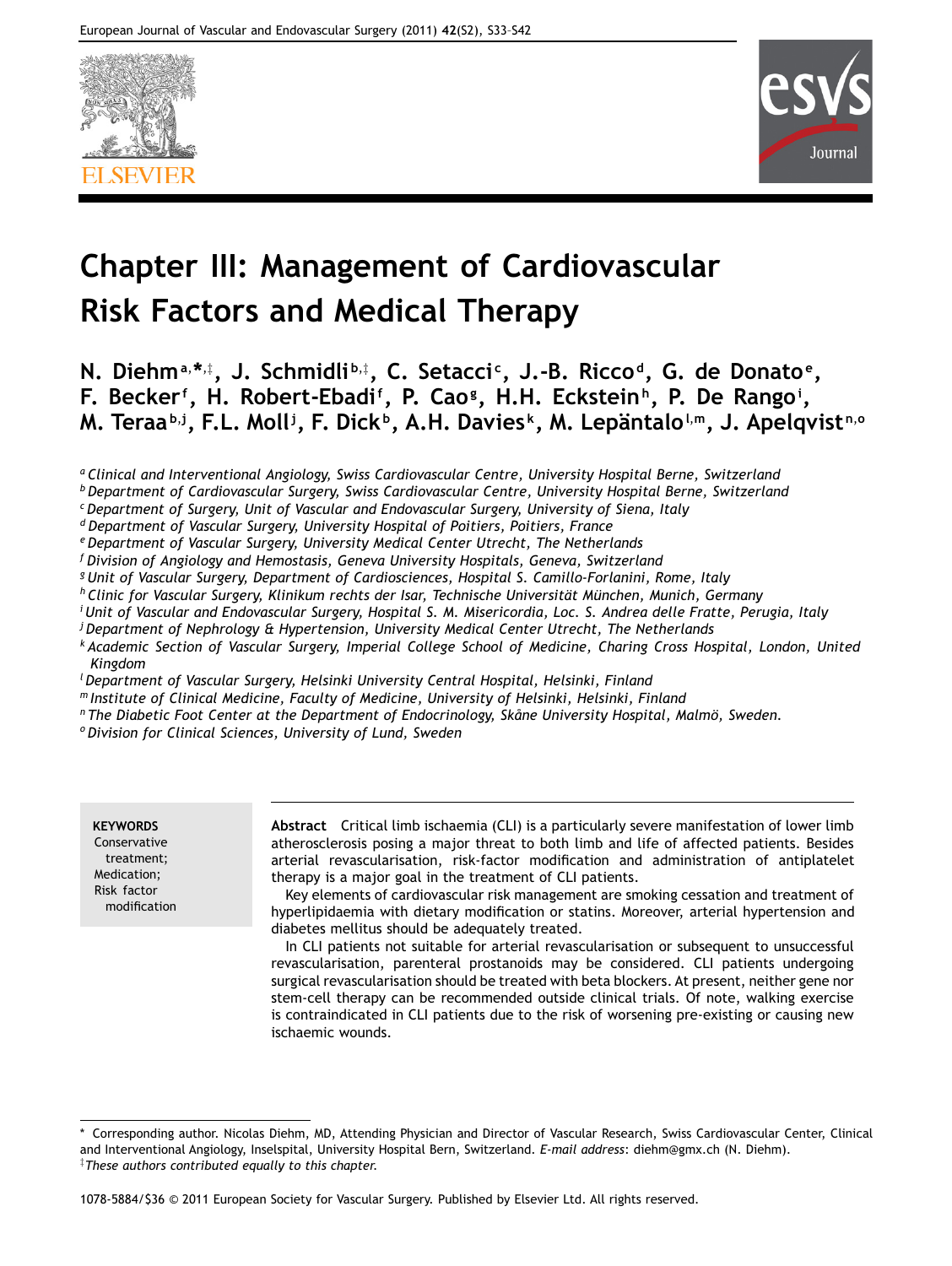# Chapter III: Management of Cardiovascular Risk Factors and Medical Therapy

**N. Diehm[a,*,‡], J. Schmidli[b,‡], C. Setacci[c], J.-B. Ricco[d], G. de Donato[e], F. Becker[f], H. Robert-Ebadi[f], P. Cao[g], H.H. Eckstein[h], P. De Rango[i], M. Teraa[b,j], F.L. Moll[j], F. Dick[b], A.H. Davies[k], M. Lepäntalo[l,m], J. Apelqvist[n,o]**

[a] *Clinical and Interventional Angiology, Swiss Cardiovascular Centre, University Hospital Berne, Switzerland*
[b] *Department of Cardiovascular Surgery, Swiss Cardiovascular Centre, University Hospital Berne, Switzerland*
[c] *Department of Surgery, Unit of Vascular and Endovascular Surgery, University of Siena, Italy*
[d] *Department of Vascular Surgery, University Hospital of Poitiers, Poitiers, France*
[e] *Department of Vascular Surgery, University Medical Center Utrecht, The Netherlands*
[f] *Division of Angiology and Hemostasis, Geneva University Hospitals, Geneva, Switzerland*
[g] *Unit of Vascular Surgery, Department of Cardiosciences, Hospital S. Camillo-Forlanini, Rome, Italy*
[h] *Clinic for Vascular Surgery, Klinikum rechts der Isar, Technische Universität München, Munich, Germany*
[i] *Unit of Vascular and Endovascular Surgery, Hospital S. M. Misericordia, Loc. S. Andrea delle Fratte, Perugia, Italy*
[j] *Department of Nephrology & Hypertension, University Medical Center Utrecht, The Netherlands*
[k] *Academic Section of Vascular Surgery, Imperial College School of Medicine, Charing Cross Hospital, London, United Kingdom*
[l] *Department of Vascular Surgery, Helsinki University Central Hospital, Helsinki, Finland*
[m] *Institute of Clinical Medicine, Faculty of Medicine, University of Helsinki, Helsinki, Finland*
[n] *The Diabetic Foot Center at the Department of Endocrinology, Skåne University Hospital, Malmö, Sweden.*
[o] *Division for Clinical Sciences, University of Lund, Sweden*

**KEYWORDS**
Conservative treatment;
Medication;
Risk factor modification

**Abstract** Critical limb ischaemia (CLI) is a particularly severe manifestation of lower limb atherosclerosis posing a major threat to both limb and life of affected patients. Besides arterial revascularisation, risk-factor modification and administration of antiplatelet therapy is a major goal in the treatment of CLI patients.

Key elements of cardiovascular risk management are smoking cessation and treatment of hyperlipidaemia with dietary modification or statins. Moreover, arterial hypertension and diabetes mellitus should be adequately treated.

In CLI patients not suitable for arterial revascularisation or subsequent to unsuccessful revascularisation, parenteral prostanoids may be considered. CLI patients undergoing surgical revascularisation should be treated with beta blockers. At present, neither gene nor stem-cell therapy can be recommended outside clinical trials. Of note, walking exercise is contraindicated in CLI patients due to the risk of worsening pre-existing or causing new ischaemic wounds.

\* Corresponding author. Nicolas Diehm, MD, Attending Physician and Director of Vascular Research, Swiss Cardiovascular Center, Clinical and Interventional Angiology, Inselspital, University Hospital Bern, Switzerland. *E-mail address*: diehm@gmx.ch (N. Diehm).
‡*These authors contributed equally to this chapter.*

1078-5884/$36 © 2011 European Society for Vascular Surgery. Published by Elsevier Ltd. All rights reserved.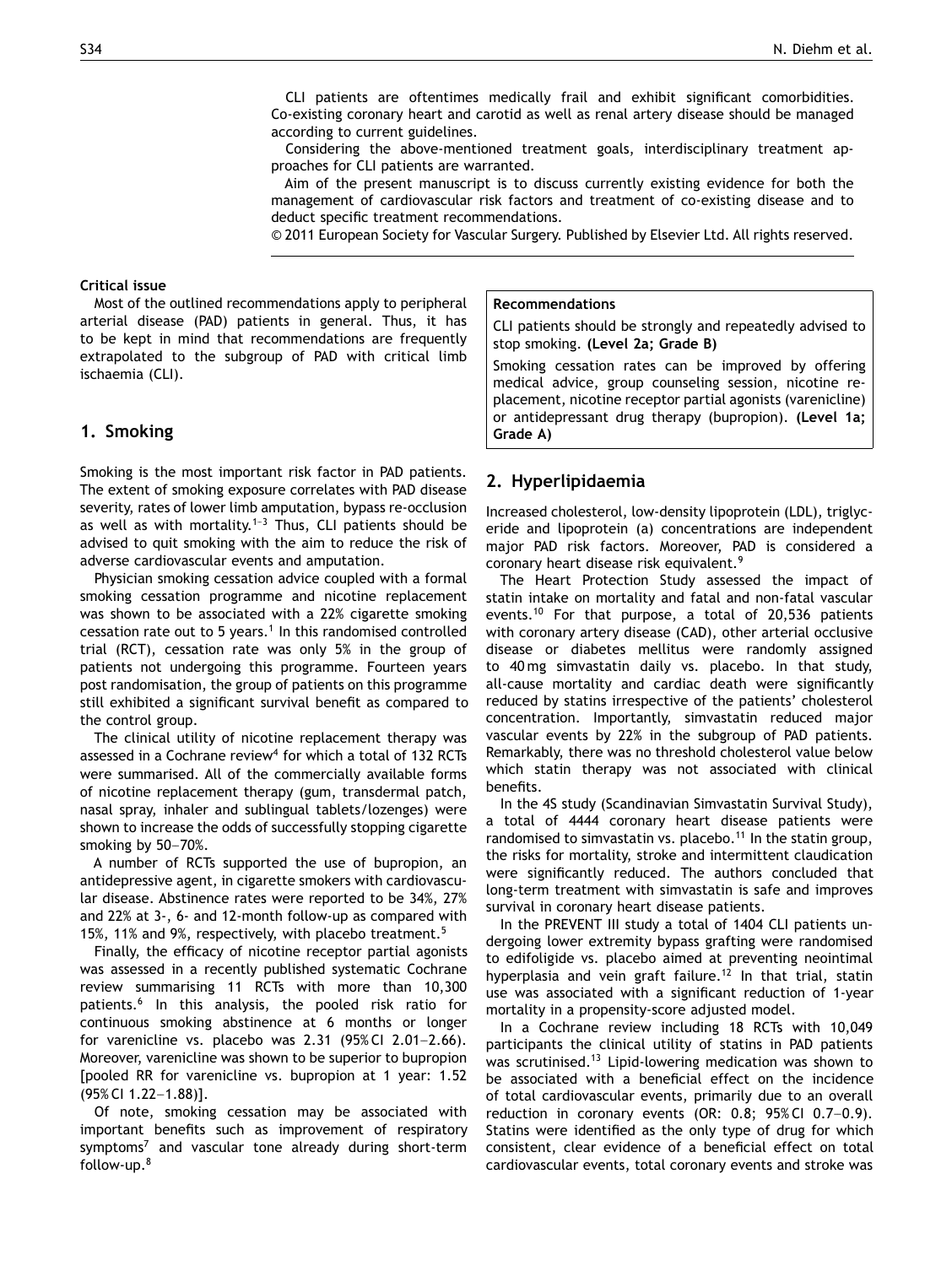CLI patients are oftentimes medically frail and exhibit significant comorbidities. Co-existing coronary heart and carotid as well as renal artery disease should be managed according to current guidelines.

Considering the above-mentioned treatment goals, interdisciplinary treatment approaches for CLI patients are warranted.

Aim of the present manuscript is to discuss currently existing evidence for both the management of cardiovascular risk factors and treatment of co-existing disease and to deduct specific treatment recommendations.

© 2011 European Society for Vascular Surgery. Published by Elsevier Ltd. All rights reserved.

**Critical issue**

Most of the outlined recommendations apply to peripheral arterial disease (PAD) patients in general. Thus, it has to be kept in mind that recommendations are frequently extrapolated to the subgroup of PAD with critical limb ischaemia (CLI).

## 1. Smoking

Smoking is the most important risk factor in PAD patients. The extent of smoking exposure correlates with PAD disease severity, rates of lower limb amputation, bypass re-occlusion as well as with mortality.[1–3] Thus, CLI patients should be advised to quit smoking with the aim to reduce the risk of adverse cardiovascular events and amputation.

Physician smoking cessation advice coupled with a formal smoking cessation programme and nicotine replacement was shown to be associated with a 22% cigarette smoking cessation rate out to 5 years.[1] In this randomised controlled trial (RCT), cessation rate was only 5% in the group of patients not undergoing this programme. Fourteen years post randomisation, the group of patients on this programme still exhibited a significant survival benefit as compared to the control group.

The clinical utility of nicotine replacement therapy was assessed in a Cochrane review[4] for which a total of 132 RCTs were summarised. All of the commercially available forms of nicotine replacement therapy (gum, transdermal patch, nasal spray, inhaler and sublingual tablets/lozenges) were shown to increase the odds of successfully stopping cigarette smoking by 50–70%.

A number of RCTs supported the use of bupropion, an antidepressive agent, in cigarette smokers with cardiovascular disease. Abstinence rates were reported to be 34%, 27% and 22% at 3-, 6- and 12-month follow-up as compared with 15%, 11% and 9%, respectively, with placebo treatment.[5]

Finally, the efficacy of nicotine receptor partial agonists was assessed in a recently published systematic Cochrane review summarising 11 RCTs with more than 10,300 patients.[6] In this analysis, the pooled risk ratio for continuous smoking abstinence at 6 months or longer for varenicline vs. placebo was 2.31 (95% CI 2.01–2.66). Moreover, varenicline was shown to be superior to bupropion [pooled RR for varenicline vs. bupropion at 1 year: 1.52 (95% CI 1.22–1.88)].

Of note, smoking cessation may be associated with important benefits such as improvement of respiratory symptoms[7] and vascular tone already during short-term follow-up.[8]

**Recommendations**

CLI patients should be strongly and repeatedly advised to stop smoking. **(Level 2a; Grade B)**

Smoking cessation rates can be improved by offering medical advice, group counseling session, nicotine replacement, nicotine receptor partial agonists (varenicline) or antidepressant drug therapy (bupropion). **(Level 1a; Grade A)**

## 2. Hyperlipidaemia

Increased cholesterol, low-density lipoprotein (LDL), triglyceride and lipoprotein (a) concentrations are independent major PAD risk factors. Moreover, PAD is considered a coronary heart disease risk equivalent.[9]

The Heart Protection Study assessed the impact of statin intake on mortality and fatal and non-fatal vascular events.[10] For that purpose, a total of 20,536 patients with coronary artery disease (CAD), other arterial occlusive disease or diabetes mellitus were randomly assigned to 40 mg simvastatin daily vs. placebo. In that study, all-cause mortality and cardiac death were significantly reduced by statins irrespective of the patients' cholesterol concentration. Importantly, simvastatin reduced major vascular events by 22% in the subgroup of PAD patients. Remarkably, there was no threshold cholesterol value below which statin therapy was not associated with clinical benefits.

In the 4S study (Scandinavian Simvastatin Survival Study), a total of 4444 coronary heart disease patients were randomised to simvastatin vs. placebo.[11] In the statin group, the risks for mortality, stroke and intermittent claudication were significantly reduced. The authors concluded that long-term treatment with simvastatin is safe and improves survival in coronary heart disease patients.

In the PREVENT III study a total of 1404 CLI patients undergoing lower extremity bypass grafting were randomised to edifoligide vs. placebo aimed at preventing neointimal hyperplasia and vein graft failure.[12] In that trial, statin use was associated with a significant reduction of 1-year mortality in a propensity-score adjusted model.

In a Cochrane review including 18 RCTs with 10,049 participants the clinical utility of statins in PAD patients was scrutinised.[13] Lipid-lowering medication was shown to be associated with a beneficial effect on the incidence of total cardiovascular events, primarily due to an overall reduction in coronary events (OR: 0.8; 95% CI 0.7–0.9). Statins were identified as the only type of drug for which consistent, clear evidence of a beneficial effect on total cardiovascular events, total coronary events and stroke was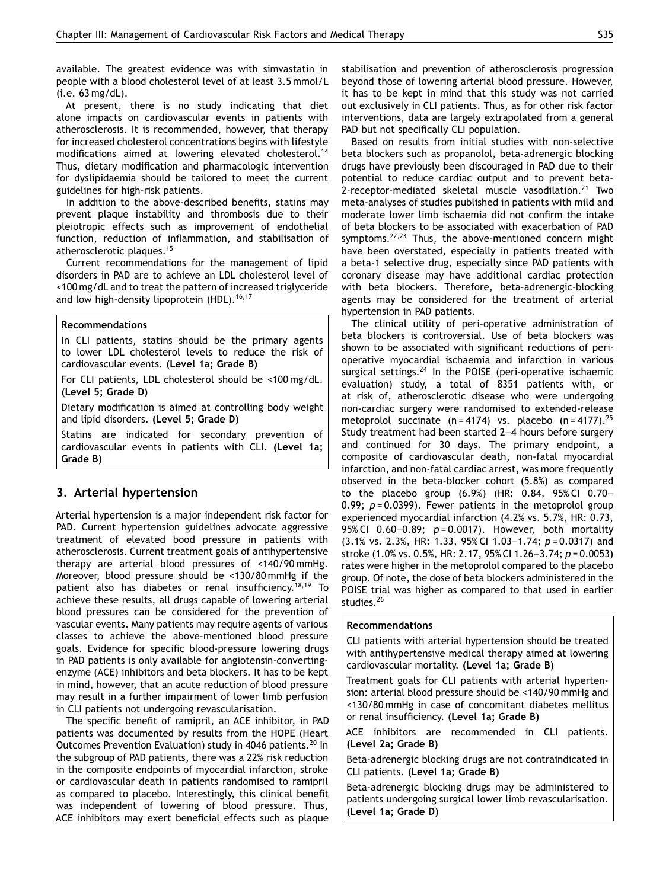available. The greatest evidence was with simvastatin in people with a blood cholesterol level of at least 3.5 mmol/L (i.e. 63 mg/dL).

At present, there is no study indicating that diet alone impacts on cardiovascular events in patients with atherosclerosis. It is recommended, however, that therapy for increased cholesterol concentrations begins with lifestyle modifications aimed at lowering elevated cholesterol.[14] Thus, dietary modification and pharmacologic intervention for dyslipidaemia should be tailored to meet the current guidelines for high-risk patients.

In addition to the above-described benefits, statins may prevent plaque instability and thrombosis due to their pleiotropic effects such as improvement of endothelial function, reduction of inflammation, and stabilisation of atherosclerotic plaques.[15]

Current recommendations for the management of lipid disorders in PAD are to achieve an LDL cholesterol level of <100 mg/dL and to treat the pattern of increased triglyceride and low high-density lipoprotein (HDL).[16,17]

**Recommendations**

In CLI patients, statins should be the primary agents to lower LDL cholesterol levels to reduce the risk of cardiovascular events. **(Level 1a; Grade B)**

For CLI patients, LDL cholesterol should be <100 mg/dL. **(Level 5; Grade D)**

Dietary modification is aimed at controlling body weight and lipid disorders. **(Level 5; Grade D)**

Statins are indicated for secondary prevention of cardiovascular events in patients with CLI. **(Level 1a; Grade B)**

## 3. Arterial hypertension

Arterial hypertension is a major independent risk factor for PAD. Current hypertension guidelines advocate aggressive treatment of elevated bood pressure in patients with atherosclerosis. Current treatment goals of antihypertensive therapy are arterial blood pressures of <140/90 mmHg. Moreover, blood pressure should be <130/80 mmHg if the patient also has diabetes or renal insufficiency.[18,19] To achieve these results, all drugs capable of lowering arterial blood pressures can be considered for the prevention of vascular events. Many patients may require agents of various classes to achieve the above-mentioned blood pressure goals. Evidence for specific blood-pressure lowering drugs in PAD patients is only available for angiotensin-converting-enzyme (ACE) inhibitors and beta blockers. It has to be kept in mind, however, that an acute reduction of blood pressure may result in a further impairment of lower limb perfusion in CLI patients not undergoing revascularisation.

The specific benefit of ramipril, an ACE inhibitor, in PAD patients was documented by results from the HOPE (Heart Outcomes Prevention Evaluation) study in 4046 patients.[20] In the subgroup of PAD patients, there was a 22% risk reduction in the composite endpoints of myocardial infarction, stroke or cardiovascular death in patients randomised to ramipril as compared to placebo. Interestingly, this clinical benefit was independent of lowering of blood pressure. Thus, ACE inhibitors may exert beneficial effects such as plaque stabilisation and prevention of atherosclerosis progression beyond those of lowering arterial blood pressure. However, it has to be kept in mind that this study was not carried out exclusively in CLI patients. Thus, as for other risk factor interventions, data are largely extrapolated from a general PAD but not specifically CLI population.

Based on results from initial studies with non-selective beta blockers such as propanolol, beta-adrenergic blocking drugs have previously been discouraged in PAD due to their potential to reduce cardiac output and to prevent beta-2-receptor-mediated skeletal muscle vasodilation.[21] Two meta-analyses of studies published in patients with mild and moderate lower limb ischaemia did not confirm the intake of beta blockers to be associated with exacerbation of PAD symptoms.[22,23] Thus, the above-mentioned concern might have been overstated, especially in patients treated with a beta-1 selective drug, especially since PAD patients with coronary disease may have additional cardiac protection with beta blockers. Therefore, beta-adrenergic-blocking agents may be considered for the treatment of arterial hypertension in PAD patients.

The clinical utility of peri-operative administration of beta blockers is controversial. Use of beta blockers was shown to be associated with significant reductions of peri-operative myocardial ischaemia and infarction in various surgical settings.[24] In the POISE (peri-operative ischaemic evaluation) study, a total of 8351 patients with, or at risk of, atherosclerotic disease who were undergoing non-cardiac surgery were randomised to extended-release metoprolol succinate ($n = 4174$) vs. placebo ($n = 4177$).[25] Study treatment had been started 2–4 hours before surgery and continued for 30 days. The primary endpoint, a composite of cardiovascular death, non-fatal myocardial infarction, and non-fatal cardiac arrest, was more frequently observed in the beta-blocker cohort (5.8%) as compared to the placebo group (6.9%) (HR: 0.84, 95% CI 0.70–0.99; $p = 0.0399$). Fewer patients in the metoprolol group experienced myocardial infarction (4.2% vs. 5.7%, HR: 0.73, 95% CI 0.60–0.89; $p = 0.0017$). However, both mortality (3.1% vs. 2.3%, HR: 1.33, 95% CI 1.03–1.74; $p = 0.0317$) and stroke (1.0% vs. 0.5%, HR: 2.17, 95% CI 1.26–3.74; $p = 0.0053$) rates were higher in the metoprolol compared to the placebo group. Of note, the dose of beta blockers administered in the POISE trial was higher as compared to that used in earlier studies.[26]

**Recommendations**

CLI patients with arterial hypertension should be treated with antihypertensive medical therapy aimed at lowering cardiovascular mortality. **(Level 1a; Grade B)**

Treatment goals for CLI patients with arterial hypertension: arterial blood pressure should be <140/90 mmHg and <130/80 mmHg in case of concomitant diabetes mellitus or renal insufficiency. **(Level 1a; Grade B)**

ACE inhibitors are recommended in CLI patients. **(Level 2a; Grade B)**

Beta-adrenergic blocking drugs are not contraindicated in CLI patients. **(Level 1a; Grade B)**

Beta-adrenergic blocking drugs may be administered to patients undergoing surgical lower limb revascularisation. **(Level 1a; Grade D)**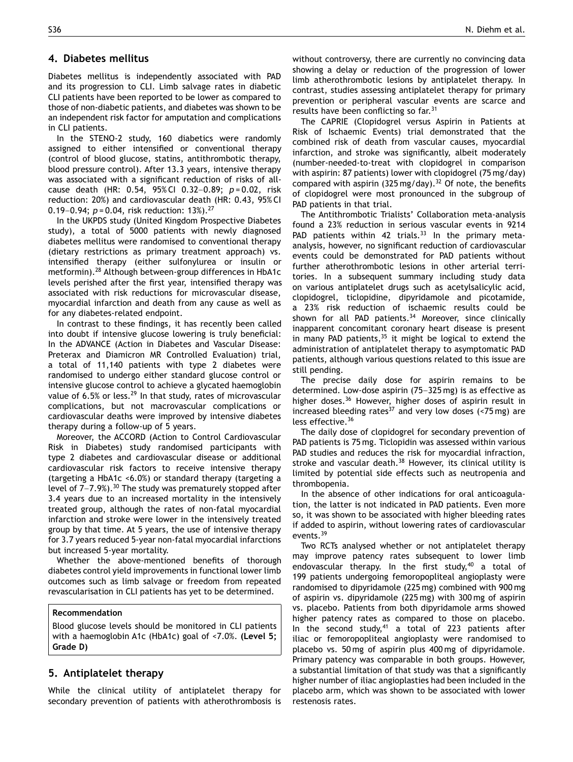## 4. Diabetes mellitus

Diabetes mellitus is independently associated with PAD and its progression to CLI. Limb salvage rates in diabetic CLI patients have been reported to be lower as compared to those of non-diabetic patients, and diabetes was shown to be an independent risk factor for amputation and complications in CLI patients.

In the STENO-2 study, 160 diabetics were randomly assigned to either intensified or conventional therapy (control of blood glucose, statins, antithrombotic therapy, blood pressure control). After 13.3 years, intensive therapy was associated with a significant reduction of risks of all-cause death (HR: 0.54, 95% CI 0.32–0.89; $p = 0.02$, risk reduction: 20%) and cardiovascular death (HR: 0.43, 95% CI 0.19–0.94; $p = 0.04$, risk reduction: 13%).[27]

In the UKPDS study (United Kingdom Prospective Diabetes study), a total of 5000 patients with newly diagnosed diabetes mellitus were randomised to conventional therapy (dietary restrictions as primary treatment approach) vs. intensified therapy (either sulfonylurea or insulin or metformin).[28] Although between-group differences in HbA1c levels perished after the first year, intensified therapy was associated with risk reductions for microvascular disease, myocardial infarction and death from any cause as well as for any diabetes-related endpoint.

In contrast to these findings, it has recently been called into doubt if intensive glucose lowering is truly beneficial: In the ADVANCE (Action in Diabetes and Vascular Disease: Preterax and Diamicron MR Controlled Evaluation) trial, a total of 11,140 patients with type 2 diabetes were randomised to undergo either standard glucose control or intensive glucose control to achieve a glycated haemoglobin value of 6.5% or less.[29] In that study, rates of microvascular complications, but not macrovascular complications or cardiovascular deaths were improved by intensive diabetes therapy during a follow-up of 5 years.

Moreover, the ACCORD (Action to Control Cardiovascular Risk in Diabetes) study randomised participants with type 2 diabetes and cardiovascular disease or additional cardiovascular risk factors to receive intensive therapy (targeting a HbA1c <6.0%) or standard therapy (targeting a level of 7–7.9%).[30] The study was prematurely stopped after 3.4 years due to an increased mortality in the intensively treated group, although the rates of non-fatal myocardial infarction and stroke were lower in the intensively treated group by that time. At 5 years, the use of intensive therapy for 3.7 years reduced 5-year non-fatal myocardial infarctions but increased 5-year mortality.

Whether the above-mentioned benefits of thorough diabetes control yield improvements in functional lower limb outcomes such as limb salvage or freedom from repeated revascularisation in CLI patients has yet to be determined.

**Recommendation**

Blood glucose levels should be monitored in CLI patients with a haemoglobin A1c (HbA1c) goal of <7.0%. **(Level 5; Grade D)**

## 5. Antiplatelet therapy

While the clinical utility of antiplatelet therapy for secondary prevention of patients with atherothrombosis is without controversy, there are currently no convincing data showing a delay or reduction of the progression of lower limb atherothrombotic lesions by antiplatelet therapy. In contrast, studies assessing antiplatelet therapy for primary prevention or peripheral vascular events are scarce and results have been conflicting so far.[31]

The CAPRIE (Clopidogrel versus Aspirin in Patients at Risk of Ischaemic Events) trial demonstrated that the combined risk of death from vascular causes, myocardial infarction, and stroke was significantly, albeit moderately (number-needed-to-treat with clopidogrel in comparison with aspirin: 87 patients) lower with clopidogrel (75 mg/day) compared with aspirin (325 mg/day).[32] Of note, the benefits of clopidogrel were most pronounced in the subgroup of PAD patients in that trial.

The Antithrombotic Trialists' Collaboration meta-analysis found a 23% reduction in serious vascular events in 9214 PAD patients within 42 trials.[33] In the primary meta-analysis, however, no significant reduction of cardiovascular events could be demonstrated for PAD patients without further atherothrombotic lesions in other arterial territories. In a subsequent summary including study data on various antiplatelet drugs such as acetylsalicylic acid, clopidogrel, ticlopidine, dipyridamole and picotamide, a 23% risk reduction of ischaemic results could be shown for all PAD patients.[34] Moreover, since clinically inapparent concomitant coronary heart disease is present in many PAD patients,[35] it might be logical to extend the administration of antiplatelet therapy to asymptomatic PAD patients, although various questions related to this issue are still pending.

The precise daily dose for aspirin remains to be determined. Low-dose aspirin (75–325 mg) is as effective as higher doses.[36] However, higher doses of aspirin result in increased bleeding rates[37] and very low doses (<75 mg) are less effective.[36]

The daily dose of clopidogrel for secondary prevention of PAD patients is 75 mg. Ticlopidin was assessed within various PAD studies and reduces the risk for myocardial infraction, stroke and vascular death.[38] However, its clinical utility is limited by potential side effects such as neutropenia and thrombopenia.

In the absence of other indications for oral anticoagulation, the latter is not indicated in PAD patients. Even more so, it was shown to be associated with higher bleeding rates if added to aspirin, without lowering rates of cardiovascular events.[39]

Two RCTs analysed whether or not antiplatelet therapy may improve patency rates subsequent to lower limb endovascular therapy. In the first study,[40] a total of 199 patients undergoing femoropopliteal angioplasty were randomised to dipyridamole (225 mg) combined with 900 mg of aspirin vs. dipyridamole (225 mg) with 300 mg of aspirin vs. placebo. Patients from both dipyridamole arms showed higher patency rates as compared to those on placebo. In the second study,[41] a total of 223 patients after iliac or femoropopliteal angioplasty were randomised to placebo vs. 50 mg of aspirin plus 400 mg of dipyridamole. Primary patency was comparable in both groups. However, a substantial limitation of that study was that a significantly higher number of iliac angioplasties had been included in the placebo arm, which was shown to be associated with lower restenosis rates.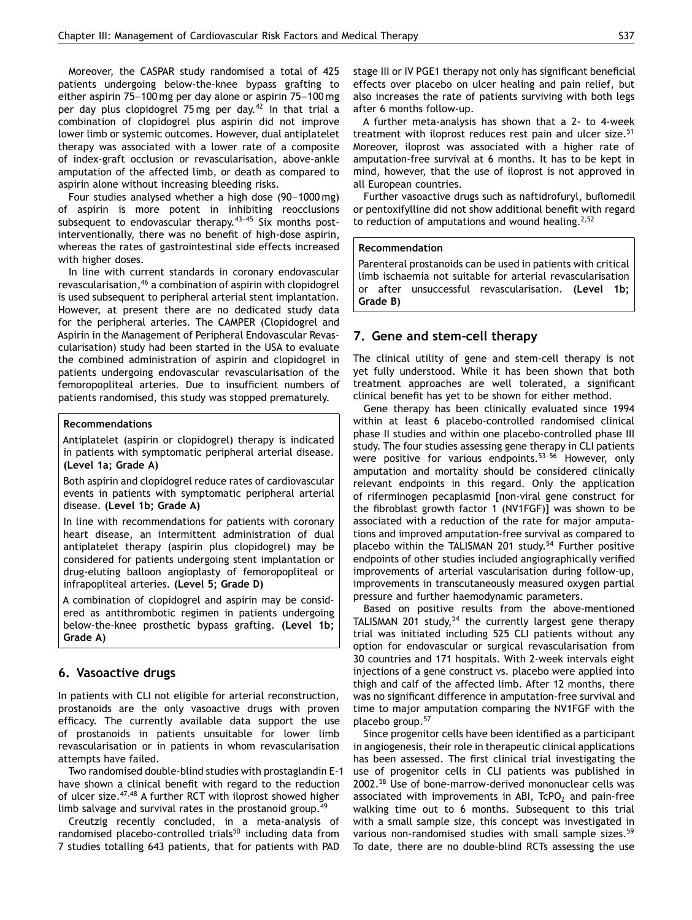Moreover, the CASPAR study randomised a total of 425 patients undergoing below-the-knee bypass grafting to either aspirin 75–100 mg per day alone or aspirin 75–100 mg per day plus clopidogrel 75 mg per day.[42] In that trial a combination of clopidogrel plus aspirin did not improve lower limb or systemic outcomes. However, dual antiplatelet therapy was associated with a lower rate of a composite of index-graft occlusion or revascularisation, above-ankle amputation of the affected limb, or death as compared to aspirin alone without increasing bleeding risks.

Four studies analysed whether a high dose (90–1000 mg) of aspirin is more potent in inhibiting reocclusions subsequent to endovascular therapy.[43–45] Six months post-interventionally, there was no benefit of high-dose aspirin, whereas the rates of gastrointestinal side effects increased with higher doses.

In line with current standards in coronary endovascular revascularisation,[46] a combination of aspirin with clopidogrel is used subsequent to peripheral arterial stent implantation. However, at present there are no dedicated study data for the peripheral arteries. The CAMPER (Clopidogrel and Aspirin in the Management of Peripheral Endovascular Revascularisation) study had been started in the USA to evaluate the combined administration of aspirin and clopidogrel in patients undergoing endovascular revascularisation of the femoropopliteal arteries. Due to insufficient numbers of patients randomised, this study was stopped prematurely.

**Recommendations**

Antiplatelet (aspirin or clopidogrel) therapy is indicated in patients with symptomatic peripheral arterial disease. **(Level 1a; Grade A)**

Both aspirin and clopidogrel reduce rates of cardiovascular events in patients with symptomatic peripheral arterial disease. **(Level 1b; Grade A)**

In line with recommendations for patients with coronary heart disease, an intermittent administration of dual antiplatelet therapy (aspirin plus clopidogrel) may be considered for patients undergoing stent implantation or drug-eluting balloon angioplasty of femoropopliteal or infrapopliteal arteries. **(Level 5; Grade D)**

A combination of clopidogrel and aspirin may be considered as antithrombotic regimen in patients undergoing below-the-knee prosthetic bypass grafting. **(Level 1b; Grade A)**

## 6. Vasoactive drugs

In patients with CLI not eligible for arterial reconstruction, prostanoids are the only vasoactive drugs with proven efficacy. The currently available data support the use of prostanoids in patients unsuitable for lower limb revascularisation or in patients in whom revascularisation attempts have failed.

Two randomised double-blind studies with prostaglandin E-1 have shown a clinical benefit with regard to the reduction of ulcer size.[47,48] A further RCT with iloprost showed higher limb salvage and survival rates in the prostanoid group.[49]

Creutzig recently concluded, in a meta-analysis of randomised placebo-controlled trials[50] including data from 7 studies totalling 643 patients, that for patients with PAD stage III or IV PGE1 therapy not only has significant beneficial effects over placebo on ulcer healing and pain relief, but also increases the rate of patients surviving with both legs after 6 months follow-up.

A further meta-analysis has shown that a 2- to 4-week treatment with iloprost reduces rest pain and ulcer size.[51] Moreover, iloprost was associated with a higher rate of amputation-free survival at 6 months. It has to be kept in mind, however, that the use of iloprost is not approved in all European countries.

Further vasoactive drugs such as naftidrofuryl, buflomedil or pentoxifylline did not show additional benefit with regard to reduction of amputations and wound healing.[2,52]

**Recommendation**

Parenteral prostanoids can be used in patients with critical limb ischaemia not suitable for arterial revascularisation or after unsuccessful revascularisation. **(Level 1b; Grade B)**

## 7. Gene and stem-cell therapy

The clinical utility of gene and stem-cell therapy is not yet fully understood. While it has been shown that both treatment approaches are well tolerated, a significant clinical benefit has yet to be shown for either method.

Gene therapy has been clinically evaluated since 1994 within at least 6 placebo-controlled randomised clinical phase II studies and within one placebo-controlled phase III study. The four studies assessing gene therapy in CLI patients were positive for various endpoints.[53–56] However, only amputation and mortality should be considered clinically relevant endpoints in this regard. Only the application of riferminogen pecaplasmid [non-viral gene construct for the fibroblast growth factor 1 (NV1FGF)] was shown to be associated with a reduction of the rate for major amputations and improved amputation-free survival as compared to placebo within the TALISMAN 201 study.[54] Further positive endpoints of other studies included angiographically verified improvements of arterial vascularisation during follow-up, improvements in transcutaneously measured oxygen partial pressure and further haemodynamic parameters.

Based on positive results from the above-mentioned TALISMAN 201 study,[54] the currently largest gene therapy trial was initiated including 525 CLI patients without any option for endovascular or surgical revascularisation from 30 countries and 171 hospitals. With 2-week intervals eight injections of a gene construct vs. placebo were applied into thigh and calf of the affected limb. After 12 months, there was no significant difference in amputation-free survival and time to major amputation comparing the NV1FGF with the placebo group.[57]

Since progenitor cells have been identified as a participant in angiogenesis, their role in therapeutic clinical applications has been assessed. The first clinical trial investigating the use of progenitor cells in CLI patients was published in 2002.[58] Use of bone-marrow-derived mononuclear cells was associated with improvements in ABI, $TcPO_2$ and pain-free walking time out to 6 months. Subsequent to this trial with a small sample size, this concept was investigated in various non-randomised studies with small sample sizes.[59] To date, there are no double-blind RCTs assessing the use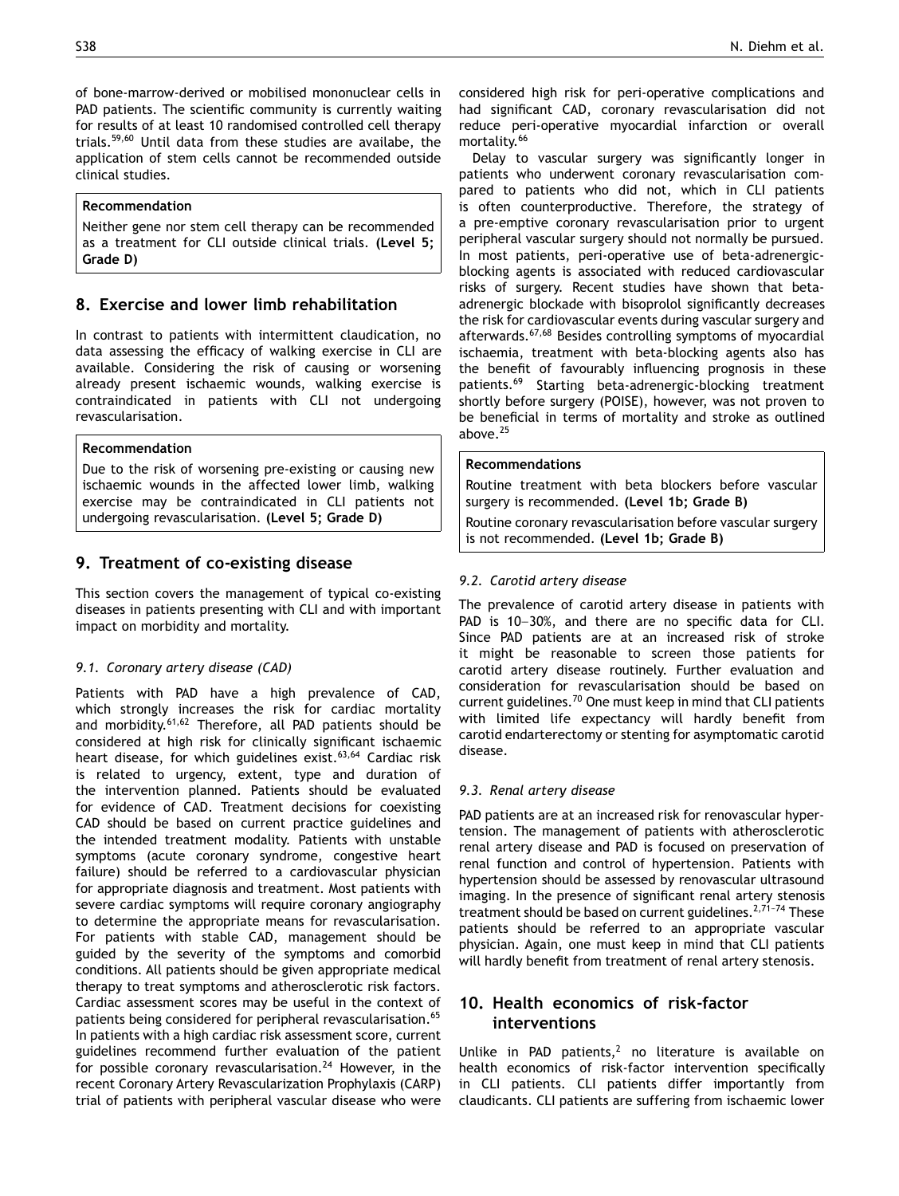of bone-marrow-derived or mobilised mononuclear cells in PAD patients. The scientific community is currently waiting for results of at least 10 randomised controlled cell therapy trials.[59,60] Until data from these studies are availabe, the application of stem cells cannot be recommended outside clinical studies.

> **Recommendation**
>
> Neither gene nor stem cell therapy can be recommended as a treatment for CLI outside clinical trials. **(Level 5; Grade D)**

## 8. Exercise and lower limb rehabilitation

In contrast to patients with intermittent claudication, no data assessing the efficacy of walking exercise in CLI are available. Considering the risk of causing or worsening already present ischaemic wounds, walking exercise is contraindicated in patients with CLI not undergoing revascularisation.

> **Recommendation**
>
> Due to the risk of worsening pre-existing or causing new ischaemic wounds in the affected lower limb, walking exercise may be contraindicated in CLI patients not undergoing revascularisation. **(Level 5; Grade D)**

## 9. Treatment of co-existing disease

This section covers the management of typical co-existing diseases in patients presenting with CLI and with important impact on morbidity and mortality.

### *9.1. Coronary artery disease (CAD)*

Patients with PAD have a high prevalence of CAD, which strongly increases the risk for cardiac mortality and morbidity.[61,62] Therefore, all PAD patients should be considered at high risk for clinically significant ischaemic heart disease, for which guidelines exist.[63,64] Cardiac risk is related to urgency, extent, type and duration of the intervention planned. Patients should be evaluated for evidence of CAD. Treatment decisions for coexisting CAD should be based on current practice guidelines and the intended treatment modality. Patients with unstable symptoms (acute coronary syndrome, congestive heart failure) should be referred to a cardiovascular physician for appropriate diagnosis and treatment. Most patients with severe cardiac symptoms will require coronary angiography to determine the appropriate means for revascularisation. For patients with stable CAD, management should be guided by the severity of the symptoms and comorbid conditions. All patients should be given appropriate medical therapy to treat symptoms and atherosclerotic risk factors. Cardiac assessment scores may be useful in the context of patients being considered for peripheral revascularisation.[65] In patients with a high cardiac risk assessment score, current guidelines recommend further evaluation of the patient for possible coronary revascularisation.[24] However, in the recent Coronary Artery Revascularization Prophylaxis (CARP) trial of patients with peripheral vascular disease who were considered high risk for peri-operative complications and had significant CAD, coronary revascularisation did not reduce peri-operative myocardial infarction or overall mortality.[66]

Delay to vascular surgery was significantly longer in patients who underwent coronary revascularisation compared to patients who did not, which in CLI patients is often counterproductive. Therefore, the strategy of a pre-emptive coronary revascularisation prior to urgent peripheral vascular surgery should not normally be pursued. In most patients, peri-operative use of beta-adrenergic-blocking agents is associated with reduced cardiovascular risks of surgery. Recent studies have shown that beta-adrenergic blockade with bisoprolol significantly decreases the risk for cardiovascular events during vascular surgery and afterwards.[67,68] Besides controlling symptoms of myocardial ischaemia, treatment with beta-blocking agents also has the benefit of favourably influencing prognosis in these patients.[69] Starting beta-adrenergic-blocking treatment shortly before surgery (POISE), however, was not proven to be beneficial in terms of mortality and stroke as outlined above.[25]

> **Recommendations**
>
> Routine treatment with beta blockers before vascular surgery is recommended. **(Level 1b; Grade B)**
>
> Routine coronary revascularisation before vascular surgery is not recommended. **(Level 1b; Grade B)**

### *9.2. Carotid artery disease*

The prevalence of carotid artery disease in patients with PAD is 10–30%, and there are no specific data for CLI. Since PAD patients are at an increased risk of stroke it might be reasonable to screen those patients for carotid artery disease routinely. Further evaluation and consideration for revascularisation should be based on current guidelines.[70] One must keep in mind that CLI patients with limited life expectancy will hardly benefit from carotid endarterectomy or stenting for asymptomatic carotid disease.

### *9.3. Renal artery disease*

PAD patients are at an increased risk for renovascular hypertension. The management of patients with atherosclerotic renal artery disease and PAD is focused on preservation of renal function and control of hypertension. Patients with hypertension should be assessed by renovascular ultrasound imaging. In the presence of significant renal artery stenosis treatment should be based on current guidelines.[2,71–74] These patients should be referred to an appropriate vascular physician. Again, one must keep in mind that CLI patients will hardly benefit from treatment of renal artery stenosis.

## 10. Health economics of risk-factor interventions

Unlike in PAD patients,[2] no literature is available on health economics of risk-factor intervention specifically in CLI patients. CLI patients differ importantly from claudicants. CLI patients are suffering from ischaemic lower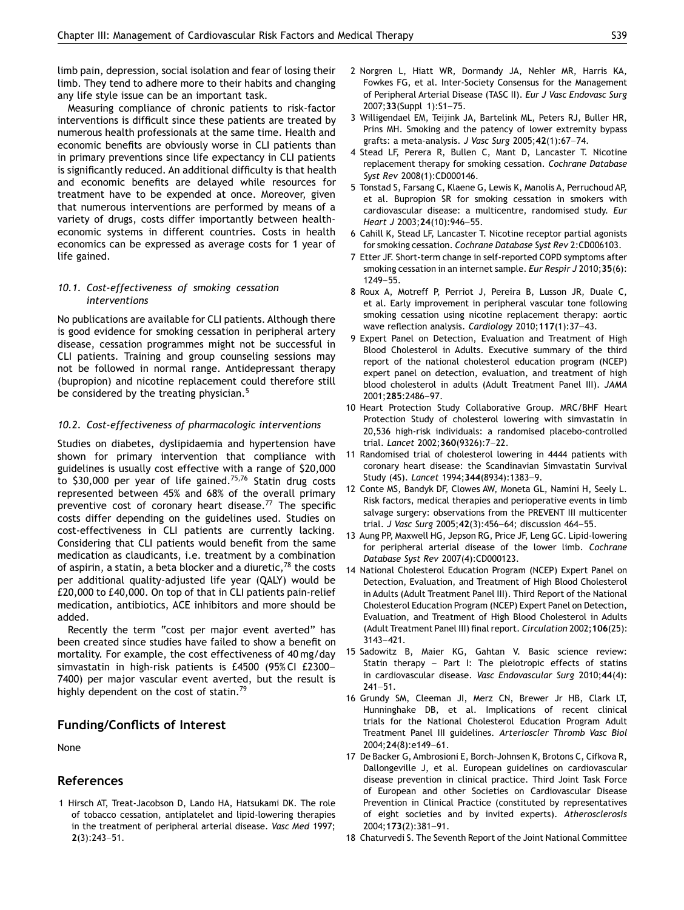limb pain, depression, social isolation and fear of losing their limb. They tend to adhere more to their habits and changing any life style issue can be an important task.

Measuring compliance of chronic patients to risk-factor interventions is difficult since these patients are treated by numerous health professionals at the same time. Health and economic benefits are obviously worse in CLI patients than in primary preventions since life expectancy in CLI patients is significantly reduced. An additional difficulty is that health and economic benefits are delayed while resources for treatment have to be expended at once. Moreover, given that numerous interventions are performed by means of a variety of drugs, costs differ importantly between health-economic systems in different countries. Costs in health economics can be expressed as average costs for 1 year of life gained.

### *10.1. Cost-effectiveness of smoking cessation interventions*

No publications are available for CLI patients. Although there is good evidence for smoking cessation in peripheral artery disease, cessation programmes might not be successful in CLI patients. Training and group counseling sessions may not be followed in normal range. Antidepressant therapy (bupropion) and nicotine replacement could therefore still be considered by the treating physician.[5]

### *10.2. Cost-effectiveness of pharmacologic interventions*

Studies on diabetes, dyslipidaemia and hypertension have shown for primary intervention that compliance with guidelines is usually cost effective with a range of \$20,000 to \$30,000 per year of life gained.[75,76] Statin drug costs represented between 45% and 68% of the overall primary preventive cost of coronary heart disease.[77] The specific costs differ depending on the guidelines used. Studies on cost-effectiveness in CLI patients are currently lacking. Considering that CLI patients would benefit from the same medication as claudicants, i.e. treatment by a combination of aspirin, a statin, a beta blocker and a diuretic,[78] the costs per additional quality-adjusted life year (QALY) would be £20,000 to £40,000. On top of that in CLI patients pain-relief medication, antibiotics, ACE inhibitors and more should be added.

Recently the term "cost per major event averted" has been created since studies have failed to show a benefit on mortality. For example, the cost effectiveness of 40 mg/day simvastatin in high-risk patients is £4500 (95% CI £2300–7400) per major vascular event averted, but the result is highly dependent on the cost of statin.[79]

## Funding/Conflicts of Interest

None

## References

1 Hirsch AT, Treat-Jacobson D, Lando HA, Hatsukami DK. The role of tobacco cessation, antiplatelet and lipid-lowering therapies in the treatment of peripheral arterial disease. *Vasc Med* 1997; **2**(3):243–51.

2 Norgren L, Hiatt WR, Dormandy JA, Nehler MR, Harris KA, Fowkes FG, et al. Inter-Society Consensus for the Management of Peripheral Arterial Disease (TASC II). *Eur J Vasc Endovasc Surg* 2007;**33**(Suppl 1):S1–75.

3 Willigendael EM, Teijink JA, Bartelink ML, Peters RJ, Buller HR, Prins MH. Smoking and the patency of lower extremity bypass grafts: a meta-analysis. *J Vasc Surg* 2005;**42**(1):67–74.

4 Stead LF, Perera R, Bullen C, Mant D, Lancaster T. Nicotine replacement therapy for smoking cessation. *Cochrane Database Syst Rev* 2008(1):CD000146.

5 Tonstad S, Farsang C, Klaene G, Lewis K, Manolis A, Perruchoud AP, et al. Bupropion SR for smoking cessation in smokers with cardiovascular disease: a multicentre, randomised study. *Eur Heart J* 2003;**24**(10):946–55.

6 Cahill K, Stead LF, Lancaster T. Nicotine receptor partial agonists for smoking cessation. *Cochrane Database Syst Rev* 2:CD006103.

7 Etter JF. Short-term change in self-reported COPD symptoms after smoking cessation in an internet sample. *Eur Respir J* 2010;**35**(6): 1249–55.

8 Roux A, Motreff P, Perriot J, Pereira B, Lusson JR, Duale C, et al. Early improvement in peripheral vascular tone following smoking cessation using nicotine replacement therapy: aortic wave reflection analysis. *Cardiology* 2010;**117**(1):37–43.

9 Expert Panel on Detection, Evaluation and Treatment of High Blood Cholesterol in Adults. Executive summary of the third report of the national cholesterol education program (NCEP) expert panel on detection, evaluation, and treatment of high blood cholesterol in adults (Adult Treatment Panel III). *JAMA* 2001;**285**:2486–97.

10 Heart Protection Study Collaborative Group. MRC/BHF Heart Protection Study of cholesterol lowering with simvastatin in 20,536 high-risk individuals: a randomised placebo-controlled trial. *Lancet* 2002;**360**(9326):7–22.

11 Randomised trial of cholesterol lowering in 4444 patients with coronary heart disease: the Scandinavian Simvastatin Survival Study (4S). *Lancet* 1994;**344**(8934):1383–9.

12 Conte MS, Bandyk DF, Clowes AW, Moneta GL, Namini H, Seely L. Risk factors, medical therapies and perioperative events in limb salvage surgery: observations from the PREVENT III multicenter trial. *J Vasc Surg* 2005;**42**(3):456–64; discussion 464–55.

13 Aung PP, Maxwell HG, Jepson RG, Price JF, Leng GC. Lipid-lowering for peripheral arterial disease of the lower limb. *Cochrane Database Syst Rev* 2007(4):CD000123.

14 National Cholesterol Education Program (NCEP) Expert Panel on Detection, Evaluation, and Treatment of High Blood Cholesterol in Adults (Adult Treatment Panel III). Third Report of the National Cholesterol Education Program (NCEP) Expert Panel on Detection, Evaluation, and Treatment of High Blood Cholesterol in Adults (Adult Treatment Panel III) final report. *Circulation* 2002;**106**(25): 3143–421.

15 Sadowitz B, Maier KG, Gahtan V. Basic science review: Statin therapy – Part I: The pleiotropic effects of statins in cardiovascular disease. *Vasc Endovascular Surg* 2010;**44**(4): 241–51.

16 Grundy SM, Cleeman JI, Merz CN, Brewer Jr HB, Clark LT, Hunninghake DB, et al. Implications of recent clinical trials for the National Cholesterol Education Program Adult Treatment Panel III guidelines. *Arterioscler Thromb Vasc Biol* 2004;**24**(8):e149–61.

17 De Backer G, Ambrosioni E, Borch-Johnsen K, Brotons C, Cifkova R, Dallongeville J, et al. European guidelines on cardiovascular disease prevention in clinical practice. Third Joint Task Force of European and other Societies on Cardiovascular Disease Prevention in Clinical Practice (constituted by representatives of eight societies and by invited experts). *Atherosclerosis* 2004;**173**(2):381–91.

18 Chaturvedi S. The Seventh Report of the Joint National Committee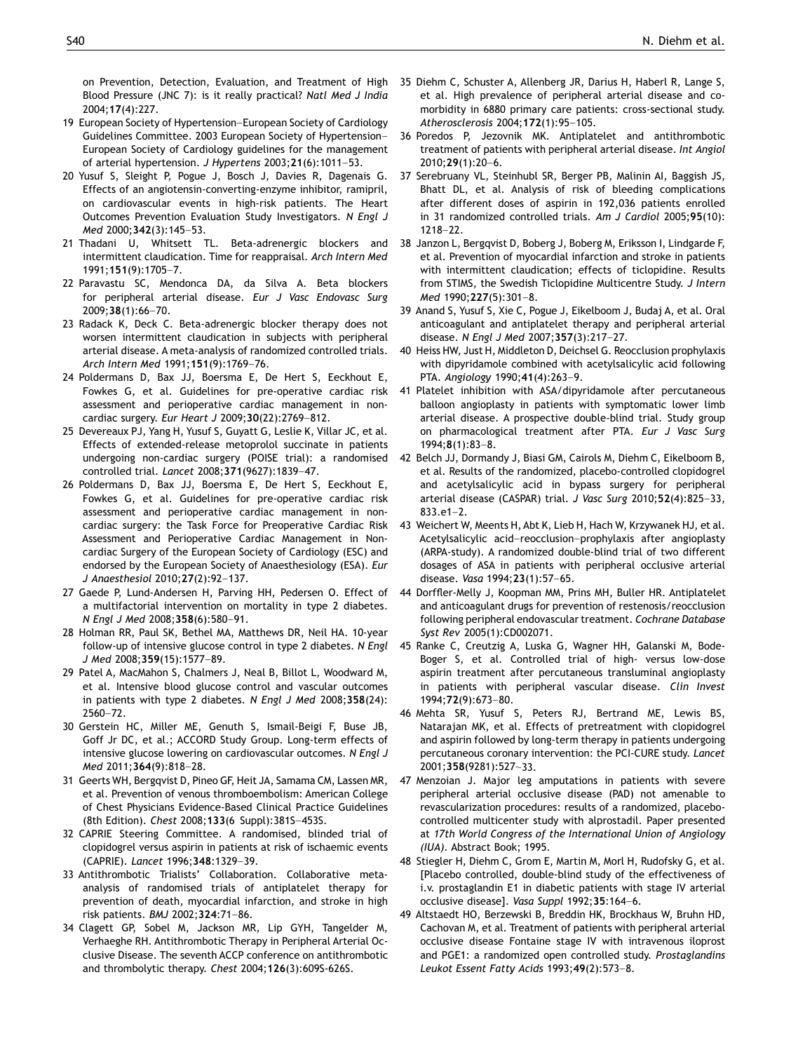on Prevention, Detection, Evaluation, and Treatment of High Blood Pressure (JNC 7): is it really practical? *Natl Med J India* 2004;**17**(4):227.

19 European Society of Hypertension–European Society of Cardiology Guidelines Committee. 2003 European Society of Hypertension–European Society of Cardiology guidelines for the management of arterial hypertension. *J Hypertens* 2003;**21**(6):1011–53.

20 Yusuf S, Sleight P, Pogue J, Bosch J, Davies R, Dagenais G. Effects of an angiotensin-converting-enzyme inhibitor, ramipril, on cardiovascular events in high-risk patients. The Heart Outcomes Prevention Evaluation Study Investigators. *N Engl J Med* 2000;**342**(3):145–53.

21 Thadani U, Whitsett TL. Beta-adrenergic blockers and intermittent claudication. Time for reappraisal. *Arch Intern Med* 1991;**151**(9):1705–7.

22 Paravastu SC, Mendonca DA, da Silva A. Beta blockers for peripheral arterial disease. *Eur J Vasc Endovasc Surg* 2009;**38**(1):66–70.

23 Radack K, Deck C. Beta-adrenergic blocker therapy does not worsen intermittent claudication in subjects with peripheral arterial disease. A meta-analysis of randomized controlled trials. *Arch Intern Med* 1991;**151**(9):1769–76.

24 Poldermans D, Bax JJ, Boersma E, De Hert S, Eeckhout E, Fowkes G, et al. Guidelines for pre-operative cardiac risk assessment and perioperative cardiac management in non-cardiac surgery. *Eur Heart J* 2009;**30**(22):2769–812.

25 Devereaux PJ, Yang H, Yusuf S, Guyatt G, Leslie K, Villar JC, et al. Effects of extended-release metoprolol succinate in patients undergoing non-cardiac surgery (POISE trial): a randomised controlled trial. *Lancet* 2008;**371**(9627):1839–47.

26 Poldermans D, Bax JJ, Boersma E, De Hert S, Eeckhout E, Fowkes G, et al. Guidelines for pre-operative cardiac risk assessment and perioperative cardiac management in non-cardiac surgery: the Task Force for Preoperative Cardiac Risk Assessment and Perioperative Cardiac Management in Non-cardiac Surgery of the European Society of Cardiology (ESC) and endorsed by the European Society of Anaesthesiology (ESA). *Eur J Anaesthesiol* 2010;**27**(2):92–137.

27 Gaede P, Lund-Andersen H, Parving HH, Pedersen O. Effect of a multifactorial intervention on mortality in type 2 diabetes. *N Engl J Med* 2008;**358**(6):580–91.

28 Holman RR, Paul SK, Bethel MA, Matthews DR, Neil HA. 10-year follow-up of intensive glucose control in type 2 diabetes. *N Engl J Med* 2008;**359**(15):1577–89.

29 Patel A, MacMahon S, Chalmers J, Neal B, Billot L, Woodward M, et al. Intensive blood glucose control and vascular outcomes in patients with type 2 diabetes. *N Engl J Med* 2008;**358**(24): 2560–72.

30 Gerstein HC, Miller ME, Genuth S, Ismail-Beigi F, Buse JB, Goff Jr DC, et al.; ACCORD Study Group. Long-term effects of intensive glucose lowering on cardiovascular outcomes. *N Engl J Med* 2011;**364**(9):818–28.

31 Geerts WH, Bergqvist D, Pineo GF, Heit JA, Samama CM, Lassen MR, et al. Prevention of venous thromboembolism: American College of Chest Physicians Evidence-Based Clinical Practice Guidelines (8th Edition). *Chest* 2008;**133**(6 Suppl):381S–453S.

32 CAPRIE Steering Committee. A randomised, blinded trial of clopidogrel versus aspirin in patients at risk of ischaemic events (CAPRIE). *Lancet* 1996;**348**:1329–39.

33 Antithrombotic Trialists' Collaboration. Collaborative meta-analysis of randomised trials of antiplatelet therapy for prevention of death, myocardial infarction, and stroke in high risk patients. *BMJ* 2002;**324**:71–86.

34 Clagett GP, Sobel M, Jackson MR, Lip GYH, Tangelder M, Verhaeghe RH. Antithrombotic Therapy in Peripheral Arterial Occlusive Disease. The seventh ACCP conference on antithrombotic and thrombolytic therapy. *Chest* 2004;**126**(3):609S-626S.

35 Diehm C, Schuster A, Allenberg JR, Darius H, Haberl R, Lange S, et al. High prevalence of peripheral arterial disease and co-morbidity in 6880 primary care patients: cross-sectional study. *Atherosclerosis* 2004;**172**(1):95–105.

36 Poredos P, Jezovnik MK. Antiplatelet and antithrombotic treatment of patients with peripheral arterial disease. *Int Angiol* 2010;**29**(1):20–6.

37 Serebruany VL, Steinhubl SR, Berger PB, Malinin AI, Baggish JS, Bhatt DL, et al. Analysis of risk of bleeding complications after different doses of aspirin in 192,036 patients enrolled in 31 randomized controlled trials. *Am J Cardiol* 2005;**95**(10): 1218–22.

38 Janzon L, Bergqvist D, Boberg J, Boberg M, Eriksson I, Lindgarde F, et al. Prevention of myocardial infarction and stroke in patients with intermittent claudication; effects of ticlopidine. Results from STIMS, the Swedish Ticlopidine Multicentre Study. *J Intern Med* 1990;**227**(5):301–8.

39 Anand S, Yusuf S, Xie C, Pogue J, Eikelboom J, Budaj A, et al. Oral anticoagulant and antiplatelet therapy and peripheral arterial disease. *N Engl J Med* 2007;**357**(3):217–27.

40 Heiss HW, Just H, Middleton D, Deichsel G. Reocclusion prophylaxis with dipyridamole combined with acetylsalicylic acid following PTA. *Angiology* 1990;**41**(4):263–9.

41 Platelet inhibition with ASA/dipyridamole after percutaneous balloon angioplasty in patients with symptomatic lower limb arterial disease. A prospective double-blind trial. Study group on pharmacological treatment after PTA. *Eur J Vasc Surg* 1994;**8**(1):83–8.

42 Belch JJ, Dormandy J, Biasi GM, Cairols M, Diehm C, Eikelboom B, et al. Results of the randomized, placebo-controlled clopidogrel and acetylsalicylic acid in bypass surgery for peripheral arterial disease (CASPAR) trial. *J Vasc Surg* 2010;**52**(4):825–33, 833.e1–2.

43 Weichert W, Meents H, Abt K, Lieb H, Hach W, Krzywanek HJ, et al. Acetylsalicylic acid–reocclusion–prophylaxis after angioplasty (ARPA-study). A randomized double-blind trial of two different dosages of ASA in patients with peripheral occlusive arterial disease. *Vasa* 1994;**23**(1):57–65.

44 Dorffler-Melly J, Koopman MM, Prins MH, Buller HR. Antiplatelet and anticoagulant drugs for prevention of restenosis/reocclusion following peripheral endovascular treatment. *Cochrane Database Syst Rev* 2005(1):CD002071.

45 Ranke C, Creutzig A, Luska G, Wagner HH, Galanski M, Bode-Boger S, et al. Controlled trial of high- versus low-dose aspirin treatment after percutaneous transluminal angioplasty in patients with peripheral vascular disease. *Clin Invest* 1994;**72**(9):673–80.

46 Mehta SR, Yusuf S, Peters RJ, Bertrand ME, Lewis BS, Natarajan MK, et al. Effects of pretreatment with clopidogrel and aspirin followed by long-term therapy in patients undergoing percutaneous coronary intervention: the PCI-CURE study. *Lancet* 2001;**358**(9281):527–33.

47 Menzoian J. Major leg amputations in patients with severe peripheral arterial occlusive disease (PAD) not amenable to revascularization procedures: results of a randomized, placebo-controlled multicenter study with alprostadil. Paper presented at *17th World Congress of the International Union of Angiology (IUA)*. Abstract Book; 1995.

48 Stiegler H, Diehm C, Grom E, Martin M, Morl H, Rudofsky G, et al. [Placebo controlled, double-blind study of the effectiveness of i.v. prostaglandin E1 in diabetic patients with stage IV arterial occlusive disease]. *Vasa Suppl* 1992;**35**:164–6.

49 Altstaedt HO, Berzewski B, Breddin HK, Brockhaus W, Bruhn HD, Cachovan M, et al. Treatment of patients with peripheral arterial occlusive disease Fontaine stage IV with intravenous iloprost and PGE1: a randomized open controlled study. *Prostaglandins Leukot Essent Fatty Acids* 1993;**49**(2):573–8.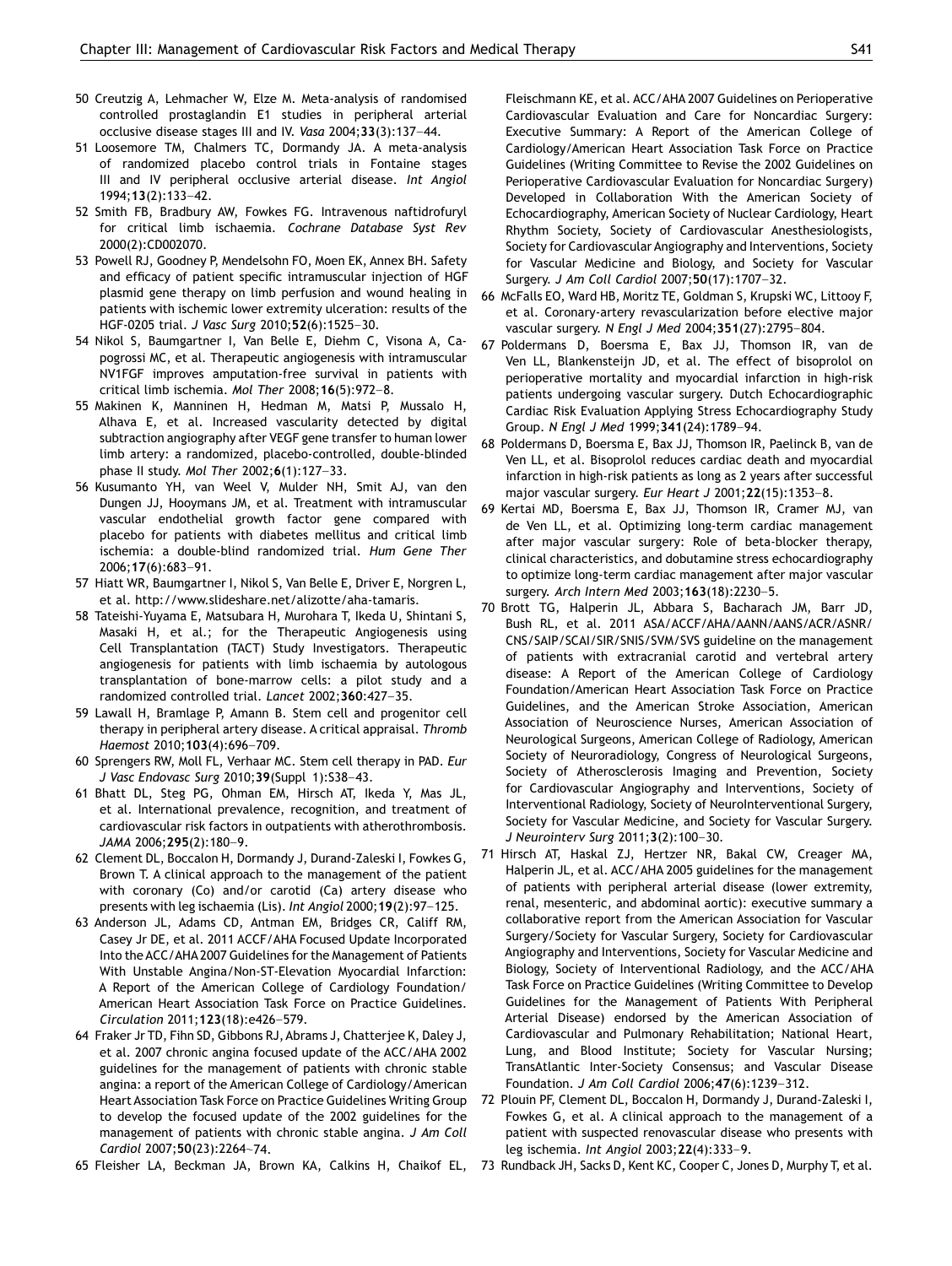50 Creutzig A, Lehmacher W, Elze M. Meta-analysis of randomised controlled prostaglandin E1 studies in peripheral arterial occlusive disease stages III and IV. *Vasa* 2004;**33**(3):137–44.

51 Loosemore TM, Chalmers TC, Dormandy JA. A meta-analysis of randomized placebo control trials in Fontaine stages III and IV peripheral occlusive arterial disease. *Int Angiol* 1994;**13**(2):133–42.

52 Smith FB, Bradbury AW, Fowkes FG. Intravenous naftidrofuryl for critical limb ischaemia. *Cochrane Database Syst Rev* 2000(2):CD002070.

53 Powell RJ, Goodney P, Mendelsohn FO, Moen EK, Annex BH. Safety and efficacy of patient specific intramuscular injection of HGF plasmid gene therapy on limb perfusion and wound healing in patients with ischemic lower extremity ulceration: results of the HGF-0205 trial. *J Vasc Surg* 2010;**52**(6):1525–30.

54 Nikol S, Baumgartner I, Van Belle E, Diehm C, Visona A, Capogrossi MC, et al. Therapeutic angiogenesis with intramuscular NV1FGF improves amputation-free survival in patients with critical limb ischemia. *Mol Ther* 2008;**16**(5):972–8.

55 Makinen K, Manninen H, Hedman M, Matsi P, Mussalo H, Alhava E, et al. Increased vascularity detected by digital subtraction angiography after VEGF gene transfer to human lower limb artery: a randomized, placebo-controlled, double-blinded phase II study. *Mol Ther* 2002;**6**(1):127–33.

56 Kusumanto YH, van Weel V, Mulder NH, Smit AJ, van den Dungen JJ, Hooymans JM, et al. Treatment with intramuscular vascular endothelial growth factor gene compared with placebo for patients with diabetes mellitus and critical limb ischemia: a double-blind randomized trial. *Hum Gene Ther* 2006;**17**(6):683–91.

57 Hiatt WR, Baumgartner I, Nikol S, Van Belle E, Driver E, Norgren L, et al. http://www.slideshare.net/alizotte/aha-tamaris.

58 Tateishi-Yuyama E, Matsubara H, Murohara T, Ikeda U, Shintani S, Masaki H, et al.; for the Therapeutic Angiogenesis using Cell Transplantation (TACT) Study Investigators. Therapeutic angiogenesis for patients with limb ischaemia by autologous transplantation of bone-marrow cells: a pilot study and a randomized controlled trial. *Lancet* 2002;**360**:427–35.

59 Lawall H, Bramlage P, Amann B. Stem cell and progenitor cell therapy in peripheral artery disease. A critical appraisal. *Thromb Haemost* 2010;**103**(4):696–709.

60 Sprengers RW, Moll FL, Verhaar MC. Stem cell therapy in PAD. *Eur J Vasc Endovasc Surg* 2010;**39**(Suppl 1):S38–43.

61 Bhatt DL, Steg PG, Ohman EM, Hirsch AT, Ikeda Y, Mas JL, et al. International prevalence, recognition, and treatment of cardiovascular risk factors in outpatients with atherothrombosis. *JAMA* 2006;**295**(2):180–9.

62 Clement DL, Boccalon H, Dormandy J, Durand-Zaleski I, Fowkes G, Brown T. A clinical approach to the management of the patient with coronary (Co) and/or carotid (Ca) artery disease who presents with leg ischaemia (Lis). *Int Angiol* 2000;**19**(2):97–125.

63 Anderson JL, Adams CD, Antman EM, Bridges CR, Califf RM, Casey Jr DE, et al. 2011 ACCF/AHA Focused Update Incorporated Into the ACC/AHA 2007 Guidelines for the Management of Patients With Unstable Angina/Non-ST-Elevation Myocardial Infarction: A Report of the American College of Cardiology Foundation/ American Heart Association Task Force on Practice Guidelines. *Circulation* 2011;**123**(18):e426–579.

64 Fraker Jr TD, Fihn SD, Gibbons RJ, Abrams J, Chatterjee K, Daley J, et al. 2007 chronic angina focused update of the ACC/AHA 2002 guidelines for the management of patients with chronic stable angina: a report of the American College of Cardiology/American Heart Association Task Force on Practice Guidelines Writing Group to develop the focused update of the 2002 guidelines for the management of patients with chronic stable angina. *J Am Coll Cardiol* 2007;**50**(23):2264–74.

65 Fleisher LA, Beckman JA, Brown KA, Calkins H, Chaikof EL, Fleischmann KE, et al. ACC/AHA 2007 Guidelines on Perioperative Cardiovascular Evaluation and Care for Noncardiac Surgery: Executive Summary: A Report of the American College of Cardiology/American Heart Association Task Force on Practice Guidelines (Writing Committee to Revise the 2002 Guidelines on Perioperative Cardiovascular Evaluation for Noncardiac Surgery) Developed in Collaboration With the American Society of Echocardiography, American Society of Nuclear Cardiology, Heart Rhythm Society, Society of Cardiovascular Anesthesiologists, Society for Cardiovascular Angiography and Interventions, Society for Vascular Medicine and Biology, and Society for Vascular Surgery. *J Am Coll Cardiol* 2007;**50**(17):1707–32.

66 McFalls EO, Ward HB, Moritz TE, Goldman S, Krupski WC, Littooy F, et al. Coronary-artery revascularization before elective major vascular surgery. *N Engl J Med* 2004;**351**(27):2795–804.

67 Poldermans D, Boersma E, Bax JJ, Thomson IR, van de Ven LL, Blankensteijn JD, et al. The effect of bisoprolol on perioperative mortality and myocardial infarction in high-risk patients undergoing vascular surgery. Dutch Echocardiographic Cardiac Risk Evaluation Applying Stress Echocardiography Study Group. *N Engl J Med* 1999;**341**(24):1789–94.

68 Poldermans D, Boersma E, Bax JJ, Thomson IR, Paelinck B, van de Ven LL, et al. Bisoprolol reduces cardiac death and myocardial infarction in high-risk patients as long as 2 years after successful major vascular surgery. *Eur Heart J* 2001;**22**(15):1353–8.

69 Kertai MD, Boersma E, Bax JJ, Thomson IR, Cramer MJ, van de Ven LL, et al. Optimizing long-term cardiac management after major vascular surgery: Role of beta-blocker therapy, clinical characteristics, and dobutamine stress echocardiography to optimize long-term cardiac management after major vascular surgery. *Arch Intern Med* 2003;**163**(18):2230–5.

70 Brott TG, Halperin JL, Abbara S, Bacharach JM, Barr JD, Bush RL, et al. 2011 ASA/ACCF/AHA/AANN/AANS/ACR/ASNR/CNS/SAIP/SCAI/SIR/SNIS/SVM/SVS guideline on the management of patients with extracranial carotid and vertebral artery disease: A Report of the American College of Cardiology Foundation/American Heart Association Task Force on Practice Guidelines, and the American Stroke Association, American Association of Neuroscience Nurses, American Association of Neurological Surgeons, American College of Radiology, American Society of Neuroradiology, Congress of Neurological Surgeons, Society of Atherosclerosis Imaging and Prevention, Society for Cardiovascular Angiography and Interventions, Society of Interventional Radiology, Society of NeuroInterventional Surgery, Society for Vascular Medicine, and Society for Vascular Surgery. *J Neurointerv Surg* 2011;**3**(2):100–30.

71 Hirsch AT, Haskal ZJ, Hertzer NR, Bakal CW, Creager MA, Halperin JL, et al. ACC/AHA 2005 guidelines for the management of patients with peripheral arterial disease (lower extremity, renal, mesenteric, and abdominal aortic): executive summary a collaborative report from the American Association for Vascular Surgery/Society for Vascular Surgery, Society for Cardiovascular Angiography and Interventions, Society for Vascular Medicine and Biology, Society of Interventional Radiology, and the ACC/AHA Task Force on Practice Guidelines (Writing Committee to Develop Guidelines for the Management of Patients With Peripheral Arterial Disease) endorsed by the American Association of Cardiovascular and Pulmonary Rehabilitation; National Heart, Lung, and Blood Institute; Society for Vascular Nursing; TransAtlantic Inter-Society Consensus; and Vascular Disease Foundation. *J Am Coll Cardiol* 2006;**47**(6):1239–312.

72 Plouin PF, Clement DL, Boccalon H, Dormandy J, Durand-Zaleski I, Fowkes G, et al. A clinical approach to the management of a patient with suspected renovascular disease who presents with leg ischemia. *Int Angiol* 2003;**22**(4):333–9.

73 Rundback JH, Sacks D, Kent KC, Cooper C, Jones D, Murphy T, et al.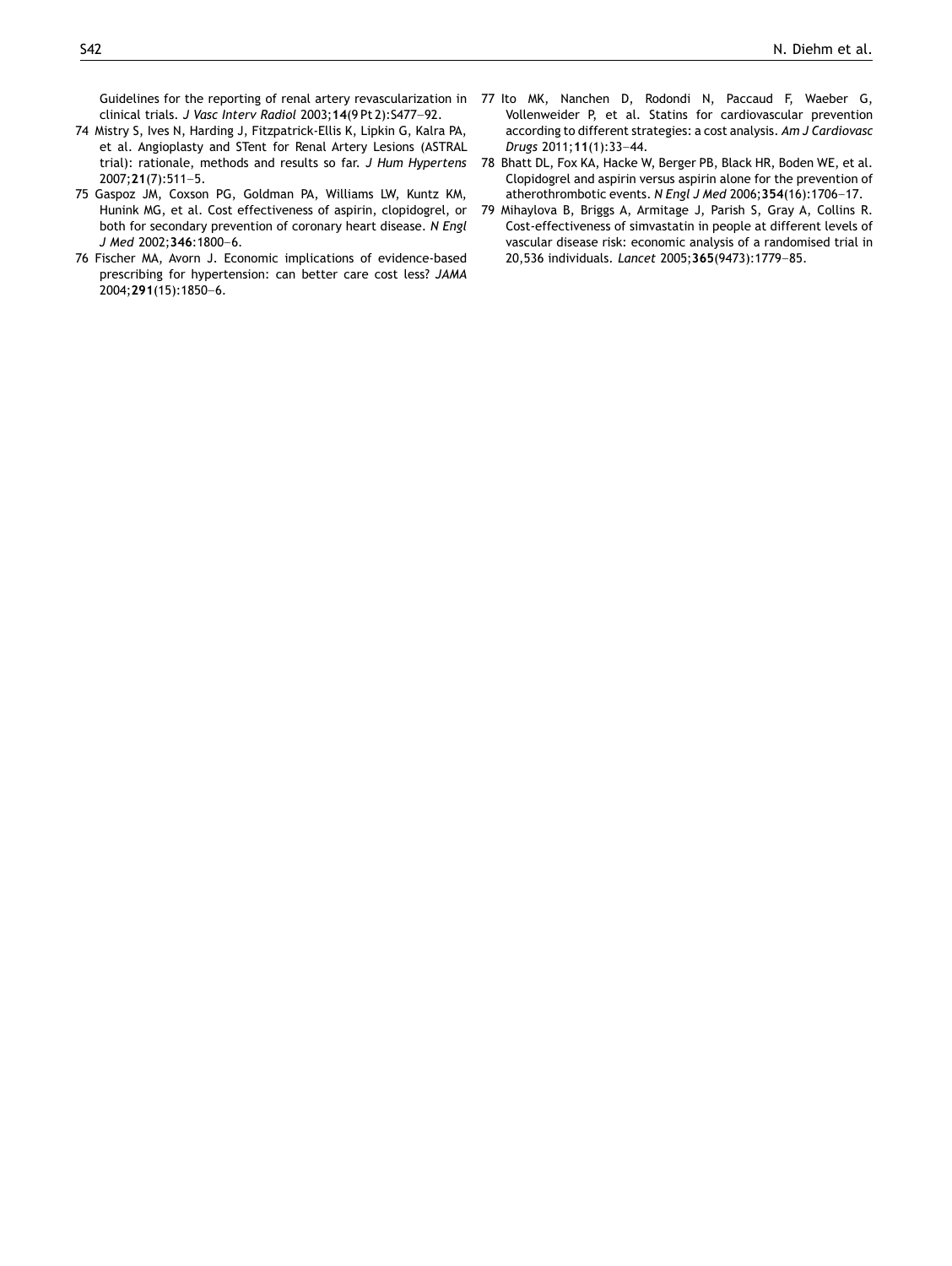Guidelines for the reporting of renal artery revascularization in clinical trials. *J Vasc Interv Radiol* 2003;**14**(9 Pt 2):S477–92.

74 Mistry S, Ives N, Harding J, Fitzpatrick-Ellis K, Lipkin G, Kalra PA, et al. Angioplasty and STent for Renal Artery Lesions (ASTRAL trial): rationale, methods and results so far. *J Hum Hypertens* 2007;**21**(7):511–5.

75 Gaspoz JM, Coxson PG, Goldman PA, Williams LW, Kuntz KM, Hunink MG, et al. Cost effectiveness of aspirin, clopidogrel, or both for secondary prevention of coronary heart disease. *N Engl J Med* 2002;**346**:1800–6.

76 Fischer MA, Avorn J. Economic implications of evidence-based prescribing for hypertension: can better care cost less? *JAMA* 2004;**291**(15):1850–6.

77 Ito MK, Nanchen D, Rodondi N, Paccaud F, Waeber G, Vollenweider P, et al. Statins for cardiovascular prevention according to different strategies: a cost analysis. *Am J Cardiovasc Drugs* 2011;**11**(1):33–44.

78 Bhatt DL, Fox KA, Hacke W, Berger PB, Black HR, Boden WE, et al. Clopidogrel and aspirin versus aspirin alone for the prevention of atherothrombotic events. *N Engl J Med* 2006;**354**(16):1706–17.

79 Mihaylova B, Briggs A, Armitage J, Parish S, Gray A, Collins R. Cost-effectiveness of simvastatin in people at different levels of vascular disease risk: economic analysis of a randomised trial in 20,536 individuals. *Lancet* 2005;**365**(9473):1779–85.